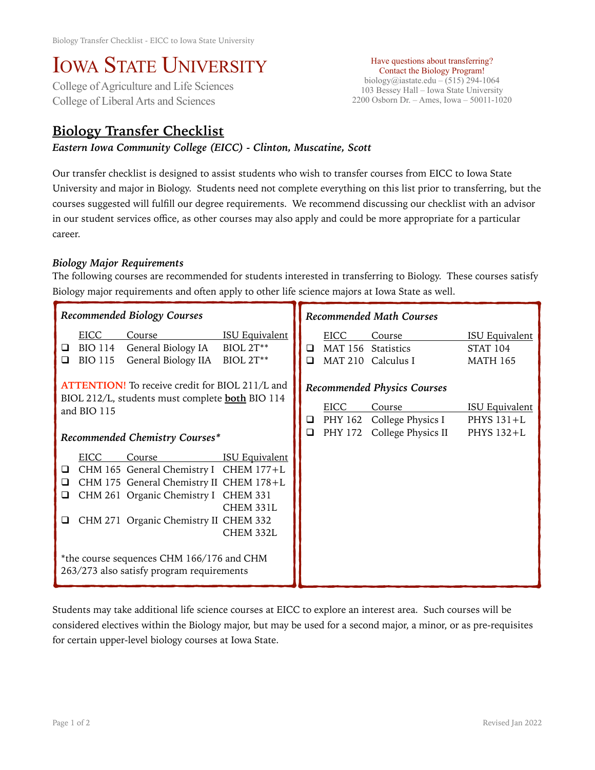# Iowa State University

College of Agriculture and Life Sciences
College of Liberal Arts and Sciences

Have questions about transferring?
Contact the Biology Program!
biology@iastate.edu – (515) 294-1064
103 Bessey Hall – Iowa State University
2200 Osborn Dr. – Ames, Iowa – 50011-1020

## Biology Transfer Checklist

***Eastern Iowa Community College (EICC) - Clinton, Muscatine, Scott***

Our transfer checklist is designed to assist students who wish to transfer courses from EICC to Iowa State University and major in Biology. Students need not complete everything on this list prior to transferring, but the courses suggested will fulfill our degree requirements. We recommend discussing our checklist with an advisor in our student services office, as other courses may also apply and could be more appropriate for a particular career.

### *Biology Major Requirements*

The following courses are recommended for students interested in transferring to Biology. These courses satisfy Biology major requirements and often apply to other life science majors at Iowa State as well.

#### *Recommended Biology Courses*

| | EICC | Course | ISU Equivalent |
|---|---|---|---|
| ❑ | BIO 114 | General Biology IA | BIOL 2T** |
| ❑ | BIO 115 | General Biology IIA | BIOL 2T** |

**ATTENTION!** To receive credit for BIOL 211/L and BIOL 212/L, students must complete **both** BIO 114 and BIO 115

#### *Recommended Chemistry Courses**

| | EICC | Course | ISU Equivalent |
|---|---|---|---|
| ❑ | CHM 165 | General Chemistry I | CHEM 177+L |
| ❑ | CHM 175 | General Chemistry II | CHEM 178+L |
| ❑ | CHM 261 | Organic Chemistry I | CHEM 331<br>CHEM 331L |
| ❑ | CHM 271 | Organic Chemistry II | CHEM 332<br>CHEM 332L |

*the course sequences CHM 166/176 and CHM 263/273 also satisfy program requirements

#### *Recommended Math Courses*

| | EICC | Course | ISU Equivalent |
|---|---|---|---|
| ❑ | MAT 156 | Statistics | STAT 104 |
| ❑ | MAT 210 | Calculus I | MATH 165 |

#### *Recommended Physics Courses*

| | EICC | Course | ISU Equivalent |
|---|---|---|---|
| ❑ | PHY 162 | College Physics I | PHYS 131+L |
| ❑ | PHY 172 | College Physics II | PHYS 132+L |

Students may take additional life science courses at EICC to explore an interest area. Such courses will be considered electives within the Biology major, but may be used for a second major, a minor, or as pre-requisites for certain upper-level biology courses at Iowa State.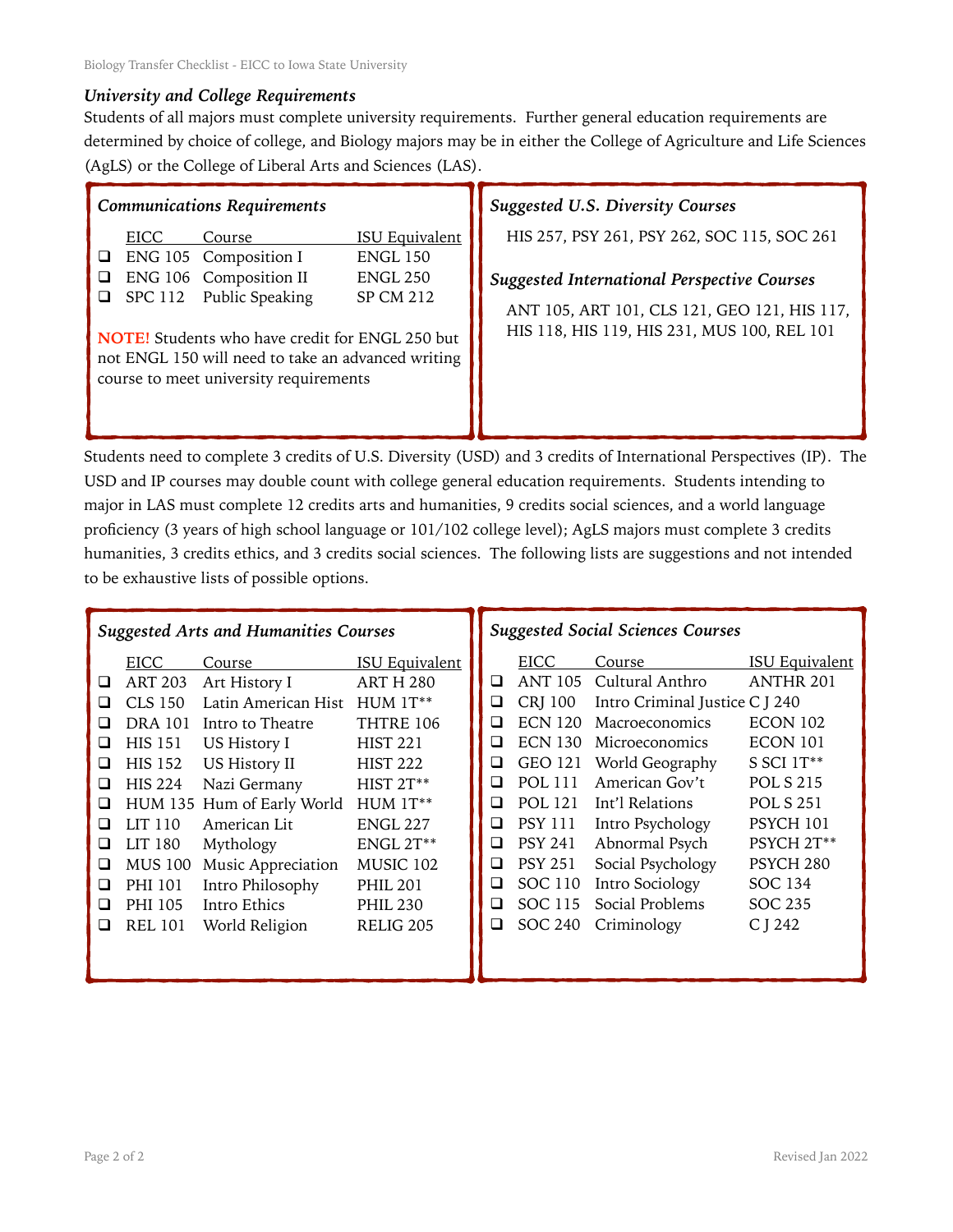### *University and College Requirements*

Students of all majors must complete university requirements. Further general education requirements are determined by choice of college, and Biology majors may be in either the College of Agriculture and Life Sciences (AgLS) or the College of Liberal Arts and Sciences (LAS).

#### *Communications Requirements*

| | EICC | Course | ISU Equivalent |
|---|---|---|---|
| ❑ | ENG 105 | Composition I | ENGL 150 |
| ❑ | ENG 106 | Composition II | ENGL 250 |
| ❑ | SPC 112 | Public Speaking | SP CM 212 |

**NOTE!** Students who have credit for ENGL 250 but not ENGL 150 will need to take an advanced writing course to meet university requirements

#### *Suggested U.S. Diversity Courses*

HIS 257, PSY 261, PSY 262, SOC 115, SOC 261

#### *Suggested International Perspective Courses*

ANT 105, ART 101, CLS 121, GEO 121, HIS 117, HIS 118, HIS 119, HIS 231, MUS 100, REL 101

Students need to complete 3 credits of U.S. Diversity (USD) and 3 credits of International Perspectives (IP). The USD and IP courses may double count with college general education requirements. Students intending to major in LAS must complete 12 credits arts and humanities, 9 credits social sciences, and a world language proficiency (3 years of high school language or 101/102 college level); AgLS majors must complete 3 credits humanities, 3 credits ethics, and 3 credits social sciences. The following lists are suggestions and not intended to be exhaustive lists of possible options.

#### *Suggested Arts and Humanities Courses*

| | EICC | Course | ISU Equivalent |
|---|---|---|---|
| ❑ | ART 203 | Art History I | ART H 280 |
| ❑ | CLS 150 | Latin American Hist | HUM 1T** |
| ❑ | DRA 101 | Intro to Theatre | THTRE 106 |
| ❑ | HIS 151 | US History I | HIST 221 |
| ❑ | HIS 152 | US History II | HIST 222 |
| ❑ | HIS 224 | Nazi Germany | HIST 2T** |
| ❑ | HUM 135 | Hum of Early World | HUM 1T** |
| ❑ | LIT 110 | American Lit | ENGL 227 |
| ❑ | LIT 180 | Mythology | ENGL 2T** |
| ❑ | MUS 100 | Music Appreciation | MUSIC 102 |
| ❑ | PHI 101 | Intro Philosophy | PHIL 201 |
| ❑ | PHI 105 | Intro Ethics | PHIL 230 |
| ❑ | REL 101 | World Religion | RELIG 205 |

#### *Suggested Social Sciences Courses*

| | EICC | Course | ISU Equivalent |
|---|---|---|---|
| ❑ | ANT 105 | Cultural Anthro | ANTHR 201 |
| ❑ | CRJ 100 | Intro Criminal Justice | C J 240 |
| ❑ | ECN 120 | Macroeconomics | ECON 102 |
| ❑ | ECN 130 | Microeconomics | ECON 101 |
| ❑ | GEO 121 | World Geography | S SCI 1T** |
| ❑ | POL 111 | American Gov't | POL S 215 |
| ❑ | POL 121 | Int'l Relations | POL S 251 |
| ❑ | PSY 111 | Intro Psychology | PSYCH 101 |
| ❑ | PSY 241 | Abnormal Psych | PSYCH 2T** |
| ❑ | PSY 251 | Social Psychology | PSYCH 280 |
| ❑ | SOC 110 | Intro Sociology | SOC 134 |
| ❑ | SOC 115 | Social Problems | SOC 235 |
| ❑ | SOC 240 | Criminology | C J 242 |